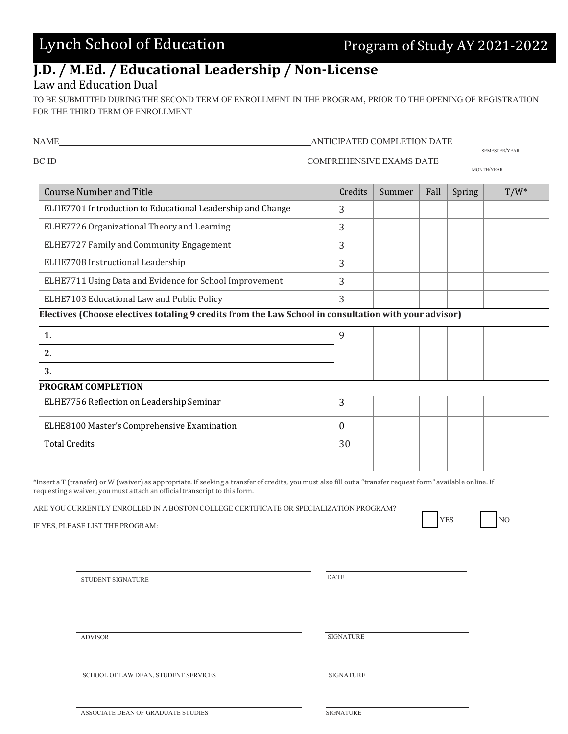Lynch School of Education — Program of Study AY 2021-2022

# J.D. / M.Ed. / Educational Leadership / Non-License

Law and Education Dual

TO BE SUBMITTED DURING THE SECOND TERM OF ENROLLMENT IN THE PROGRAM, PRIOR TO THE OPENING OF REGISTRATION FOR THE THIRD TERM OF ENROLLMENT

NAME\_\_\_\_\_\_\_\_\_\_\_\_\_\_\_\_\_\_\_\_\_\_\_\_\_\_\_\_ ANTICIPATED COMPLETION DATE \_\_\_\_\_\_\_\_\_\_\_\_ (SEMESTER/YEAR)

BC ID\_\_\_\_\_\_\_\_\_\_\_\_\_\_\_\_\_\_\_\_\_\_\_\_\_\_\_\_ COMPREHENSIVE EXAMS DATE \_\_\_\_\_\_\_\_\_\_\_\_ (MONTH/YEAR)

| Course Number and Title | Credits | Summer | Fall | Spring | T/W* |
|---|---|---|---|---|---|
| ELHE7701 Introduction to Educational Leadership and Change | 3 | | | | |
| ELHE7726 Organizational Theory and Learning | 3 | | | | |
| ELHE7727 Family and Community Engagement | 3 | | | | |
| ELHE7708 Instructional Leadership | 3 | | | | |
| ELHE7711 Using Data and Evidence for School Improvement | 3 | | | | |
| ELHE7103 Educational Law and Public Policy | 3 | | | | |
| **Electives (Choose electives totaling 9 credits from the Law School in consultation with your advisor)** | | | | | |
| **1.** | 9 | | | | |
| **2.** | | | | | |
| **3.** | | | | | |
| **PROGRAM COMPLETION** | | | | | |
| ELHE7756 Reflection on Leadership Seminar | 3 | | | | |
| ELHE8100 Master's Comprehensive Examination | 0 | | | | |
| Total Credits | 30 | | | | |
| | | | | | |

*Insert a T (transfer) or W (waiver) as appropriate. If seeking a transfer of credits, you must also fill out a "transfer request form" available online. If requesting a waiver, you must attach an official transcript to this form.

ARE YOU CURRENTLY ENROLLED IN A BOSTON COLLEGE CERTIFICATE OR SPECIALIZATION PROGRAM? ☐ YES ☐ NO

IF YES, PLEASE LIST THE PROGRAM:\_\_\_\_\_\_\_\_\_\_\_\_\_\_\_\_\_\_\_\_\_\_\_\_\_\_\_\_

\_\_\_\_\_\_\_\_\_\_\_\_\_\_\_\_\_\_\_\_\_\_\_\_\_\_\_\_ STUDENT SIGNATURE — \_\_\_\_\_\_\_\_\_\_\_\_\_\_ DATE

\_\_\_\_\_\_\_\_\_\_\_\_\_\_\_\_\_\_\_\_\_\_\_\_\_\_\_\_ ADVISOR — \_\_\_\_\_\_\_\_\_\_\_\_\_\_ SIGNATURE

\_\_\_\_\_\_\_\_\_\_\_\_\_\_\_\_\_\_\_\_\_\_\_\_\_\_\_\_ SCHOOL OF LAW DEAN, STUDENT SERVICES — \_\_\_\_\_\_\_\_\_\_\_\_\_\_ SIGNATURE

\_\_\_\_\_\_\_\_\_\_\_\_\_\_\_\_\_\_\_\_\_\_\_\_\_\_\_\_ ASSOCIATE DEAN OF GRADUATE STUDIES — \_\_\_\_\_\_\_\_\_\_\_\_\_\_ SIGNATURE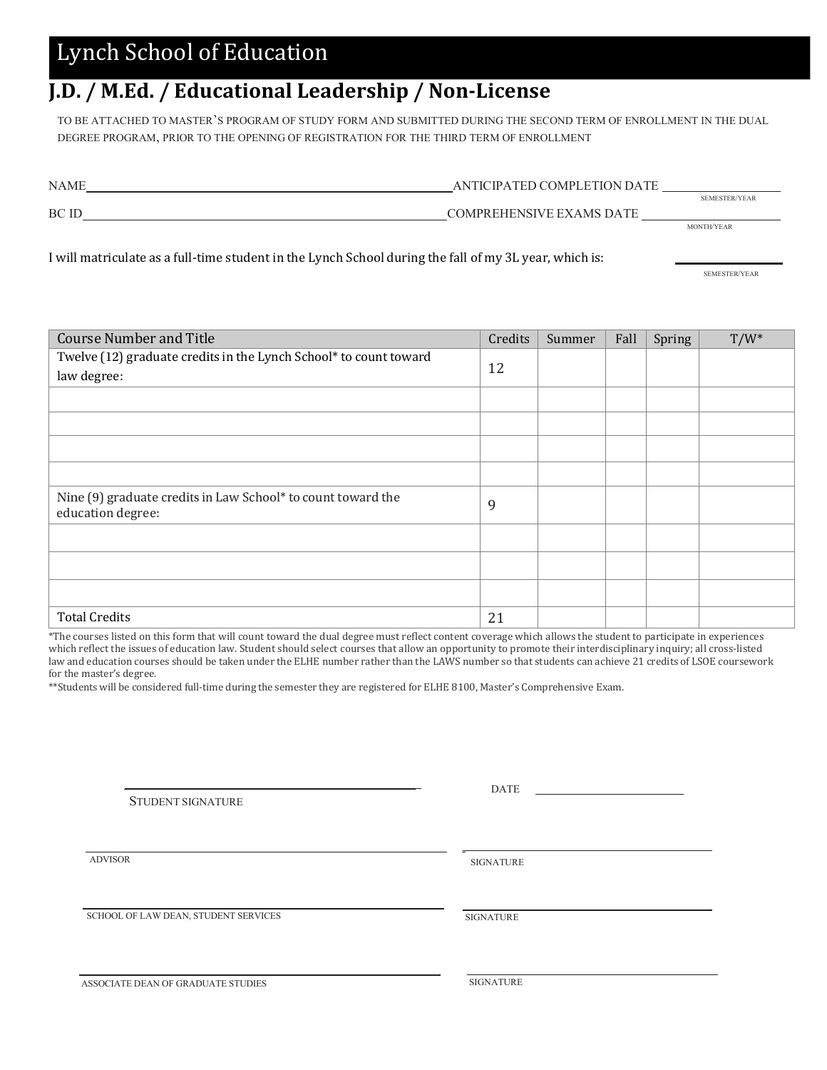# Lynch School of Education

## J.D. / M.Ed. / Educational Leadership / Non-License

TO BE ATTACHED TO MASTER'S PROGRAM OF STUDY FORM AND SUBMITTED DURING THE SECOND TERM OF ENROLLMENT IN THE DUAL DEGREE PROGRAM, PRIOR TO THE OPENING OF REGISTRATION FOR THE THIRD TERM OF ENROLLMENT

NAME ______________________________ ANTICIPATED COMPLETION DATE ______________
SEMESTER/YEAR

BC ID ______________________________ COMPREHENSIVE EXAMS DATE ______________
MONTH/YEAR

I will matriculate as a full-time student in the Lynch School during the fall of my 3L year, which is: ______________
SEMESTER/YEAR

| Course Number and Title | Credits | Summer | Fall | Spring | T/W* |
|---|---|---|---|---|---|
| Twelve (12) graduate credits in the Lynch School* to count toward law degree: | 12 | | | | |
| | | | | | |
| | | | | | |
| | | | | | |
| | | | | | |
| Nine (9) graduate credits in Law School* to count toward the education degree: | 9 | | | | |
| | | | | | |
| | | | | | |
| | | | | | |
| Total Credits | 21 | | | | |

*The courses listed on this form that will count toward the dual degree must reflect content coverage which allows the student to participate in experiences which reflect the issues of education law. Student should select courses that allow an opportunity to promote their interdisciplinary inquiry; all cross-listed law and education courses should be taken under the ELHE number rather than the LAWS number so that students can achieve 21 credits of LSOE coursework for the master's degree.

**Students will be considered full-time during the semester they are registered for ELHE 8100, Master's Comprehensive Exam.

______________________________ DATE ______________
STUDENT SIGNATURE

______________________________ ______________________________
ADVISOR SIGNATURE

______________________________ ______________________________
SCHOOL OF LAW DEAN, STUDENT SERVICES SIGNATURE

______________________________ ______________________________
ASSOCIATE DEAN OF GRADUATE STUDIES SIGNATURE